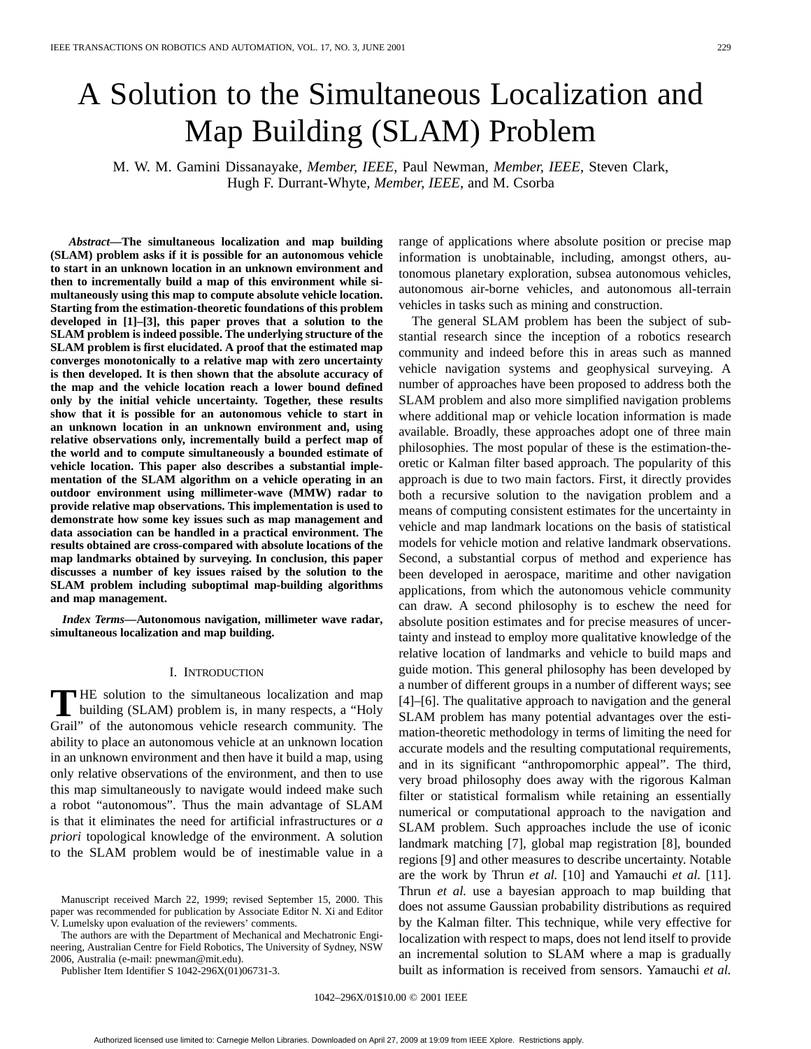# A Solution to the Simultaneous Localization and Map Building (SLAM) Problem

M. W. M. Gamini Dissanayake, *Member, IEEE*, Paul Newman, *Member, IEEE*, Steven Clark, Hugh F. Durrant-Whyte, *Member, IEEE*, and M. Csorba

***Abstract*—The simultaneous localization and map building (SLAM) problem asks if it is possible for an autonomous vehicle to start in an unknown location in an unknown environment and then to incrementally build a map of this environment while simultaneously using this map to compute absolute vehicle location. Starting from the estimation-theoretic foundations of this problem developed in [1]–[3], this paper proves that a solution to the SLAM problem is indeed possible. The underlying structure of the SLAM problem is first elucidated. A proof that the estimated map converges monotonically to a relative map with zero uncertainty is then developed. It is then shown that the absolute accuracy of the map and the vehicle location reach a lower bound defined only by the initial vehicle uncertainty. Together, these results show that it is possible for an autonomous vehicle to start in an unknown location in an unknown environment and, using relative observations only, incrementally build a perfect map of the world and to compute simultaneously a bounded estimate of vehicle location. This paper also describes a substantial implementation of the SLAM algorithm on a vehicle operating in an outdoor environment using millimeter-wave (MMW) radar to provide relative map observations. This implementation is used to demonstrate how some key issues such as map management and data association can be handled in a practical environment. The results obtained are cross-compared with absolute locations of the map landmarks obtained by surveying. In conclusion, this paper discusses a number of key issues raised by the solution to the SLAM problem including suboptimal map-building algorithms and map management.**

***Index Terms*—Autonomous navigation, millimeter wave radar, simultaneous localization and map building.**

## I. Introduction

The solution to the simultaneous localization and map building (SLAM) problem is, in many respects, a "Holy Grail" of the autonomous vehicle research community. The ability to place an autonomous vehicle at an unknown location in an unknown environment and then have it build a map, using only relative observations of the environment, and then to use this map simultaneously to navigate would indeed make such a robot "autonomous". Thus the main advantage of SLAM is that it eliminates the need for artificial infrastructures or *a priori* topological knowledge of the environment. A solution to the SLAM problem would be of inestimable value in a range of applications where absolute position or precise map information is unobtainable, including, amongst others, autonomous planetary exploration, subsea autonomous vehicles, autonomous air-borne vehicles, and autonomous all-terrain vehicles in tasks such as mining and construction.

The general SLAM problem has been the subject of substantial research since the inception of a robotics research community and indeed before this in areas such as manned vehicle navigation systems and geophysical surveying. A number of approaches have been proposed to address both the SLAM problem and also more simplified navigation problems where additional map or vehicle location information is made available. Broadly, these approaches adopt one of three main philosophies. The most popular of these is the estimation-theoretic or Kalman filter based approach. The popularity of this approach is due to two main factors. First, it directly provides both a recursive solution to the navigation problem and a means of computing consistent estimates for the uncertainty in vehicle and map landmark locations on the basis of statistical models for vehicle motion and relative landmark observations. Second, a substantial corpus of method and experience has been developed in aerospace, maritime and other navigation applications, from which the autonomous vehicle community can draw. A second philosophy is to eschew the need for absolute position estimates and for precise measures of uncertainty and instead to employ more qualitative knowledge of the relative location of landmarks and vehicle to build maps and guide motion. This general philosophy has been developed by a number of different groups in a number of different ways; see [4]–[6]. The qualitative approach to navigation and the general SLAM problem has many potential advantages over the estimation-theoretic methodology in terms of limiting the need for accurate models and the resulting computational requirements, and in its significant "anthropomorphic appeal". The third, very broad philosophy does away with the rigorous Kalman filter or statistical formalism while retaining an essentially numerical or computational approach to the navigation and SLAM problem. Such approaches include the use of iconic landmark matching [7], global map registration [8], bounded regions [9] and other measures to describe uncertainty. Notable are the work by Thrun *et al.* [10] and Yamauchi *et al.* [11]. Thrun *et al.* use a bayesian approach to map building that does not assume Gaussian probability distributions as required by the Kalman filter. This technique, while very effective for localization with respect to maps, does not lend itself to provide an incremental solution to SLAM where a map is gradually built as information is received from sensors. Yamauchi *et al.*

Manuscript received March 22, 1999; revised September 15, 2000. This paper was recommended for publication by Associate Editor N. Xi and Editor V. Lumelsky upon evaluation of the reviewers' comments.

The authors are with the Department of Mechanical and Mechatronic Engineering, Australian Centre for Field Robotics, The University of Sydney, NSW 2006, Australia (e-mail: pnewman@mit.edu).

Publisher Item Identifier S 1042-296X(01)06731-3.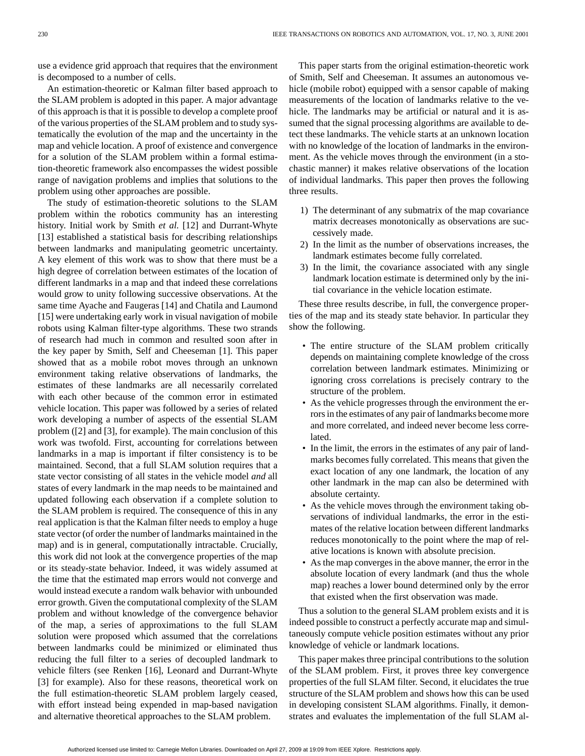use a evidence grid approach that requires that the environment is decomposed to a number of cells.

An estimation-theoretic or Kalman filter based approach to the SLAM problem is adopted in this paper. A major advantage of this approach is that it is possible to develop a complete proof of the various properties of the SLAM problem and to study systematically the evolution of the map and the uncertainty in the map and vehicle location. A proof of existence and convergence for a solution of the SLAM problem within a formal estimation-theoretic framework also encompasses the widest possible range of navigation problems and implies that solutions to the problem using other approaches are possible.

The study of estimation-theoretic solutions to the SLAM problem within the robotics community has an interesting history. Initial work by Smith *et al.* [12] and Durrant-Whyte [13] established a statistical basis for describing relationships between landmarks and manipulating geometric uncertainty. A key element of this work was to show that there must be a high degree of correlation between estimates of the location of different landmarks in a map and that indeed these correlations would grow to unity following successive observations. At the same time Ayache and Faugeras [14] and Chatila and Laumond [15] were undertaking early work in visual navigation of mobile robots using Kalman filter-type algorithms. These two strands of research had much in common and resulted soon after in the key paper by Smith, Self and Cheeseman [1]. This paper showed that as a mobile robot moves through an unknown environment taking relative observations of landmarks, the estimates of these landmarks are all necessarily correlated with each other because of the common error in estimated vehicle location. This paper was followed by a series of related work developing a number of aspects of the essential SLAM problem ([2] and [3], for example). The main conclusion of this work was twofold. First, accounting for correlations between landmarks in a map is important if filter consistency is to be maintained. Second, that a full SLAM solution requires that a state vector consisting of all states in the vehicle model *and* all states of every landmark in the map needs to be maintained and updated following each observation if a complete solution to the SLAM problem is required. The consequence of this in any real application is that the Kalman filter needs to employ a huge state vector (of order the number of landmarks maintained in the map) and is in general, computationally intractable. Crucially, this work did not look at the convergence properties of the map or its steady-state behavior. Indeed, it was widely assumed at the time that the estimated map errors would not converge and would instead execute a random walk behavior with unbounded error growth. Given the computational complexity of the SLAM problem and without knowledge of the convergence behavior of the map, a series of approximations to the full SLAM solution were proposed which assumed that the correlations between landmarks could be minimized or eliminated thus reducing the full filter to a series of decoupled landmark to vehicle filters (see Renken [16], Leonard and Durrant-Whyte [3] for example). Also for these reasons, theoretical work on the full estimation-theoretic SLAM problem largely ceased, with effort instead being expended in map-based navigation and alternative theoretical approaches to the SLAM problem.

This paper starts from the original estimation-theoretic work of Smith, Self and Cheeseman. It assumes an autonomous vehicle (mobile robot) equipped with a sensor capable of making measurements of the location of landmarks relative to the vehicle. The landmarks may be artificial or natural and it is assumed that the signal processing algorithms are available to detect these landmarks. The vehicle starts at an unknown location with no knowledge of the location of landmarks in the environment. As the vehicle moves through the environment (in a stochastic manner) it makes relative observations of the location of individual landmarks. This paper then proves the following three results.

1) The determinant of any submatrix of the map covariance matrix decreases monotonically as observations are successively made.
2) In the limit as the number of observations increases, the landmark estimates become fully correlated.
3) In the limit, the covariance associated with any single landmark location estimate is determined only by the initial covariance in the vehicle location estimate.

These three results describe, in full, the convergence properties of the map and its steady state behavior. In particular they show the following.

- The entire structure of the SLAM problem critically depends on maintaining complete knowledge of the cross correlation between landmark estimates. Minimizing or ignoring cross correlations is precisely contrary to the structure of the problem.
- As the vehicle progresses through the environment the errors in the estimates of any pair of landmarks become more and more correlated, and indeed never become less correlated.
- In the limit, the errors in the estimates of any pair of landmarks becomes fully correlated. This means that given the exact location of any one landmark, the location of any other landmark in the map can also be determined with absolute certainty.
- As the vehicle moves through the environment taking observations of individual landmarks, the error in the estimates of the relative location between different landmarks reduces monotonically to the point where the map of relative locations is known with absolute precision.
- As the map converges in the above manner, the error in the absolute location of every landmark (and thus the whole map) reaches a lower bound determined only by the error that existed when the first observation was made.

Thus a solution to the general SLAM problem exists and it is indeed possible to construct a perfectly accurate map and simultaneously compute vehicle position estimates without any prior knowledge of vehicle or landmark locations.

This paper makes three principal contributions to the solution of the SLAM problem. First, it proves three key convergence properties of the full SLAM filter. Second, it elucidates the true structure of the SLAM problem and shows how this can be used in developing consistent SLAM algorithms. Finally, it demonstrates and evaluates the implementation of the full SLAM al-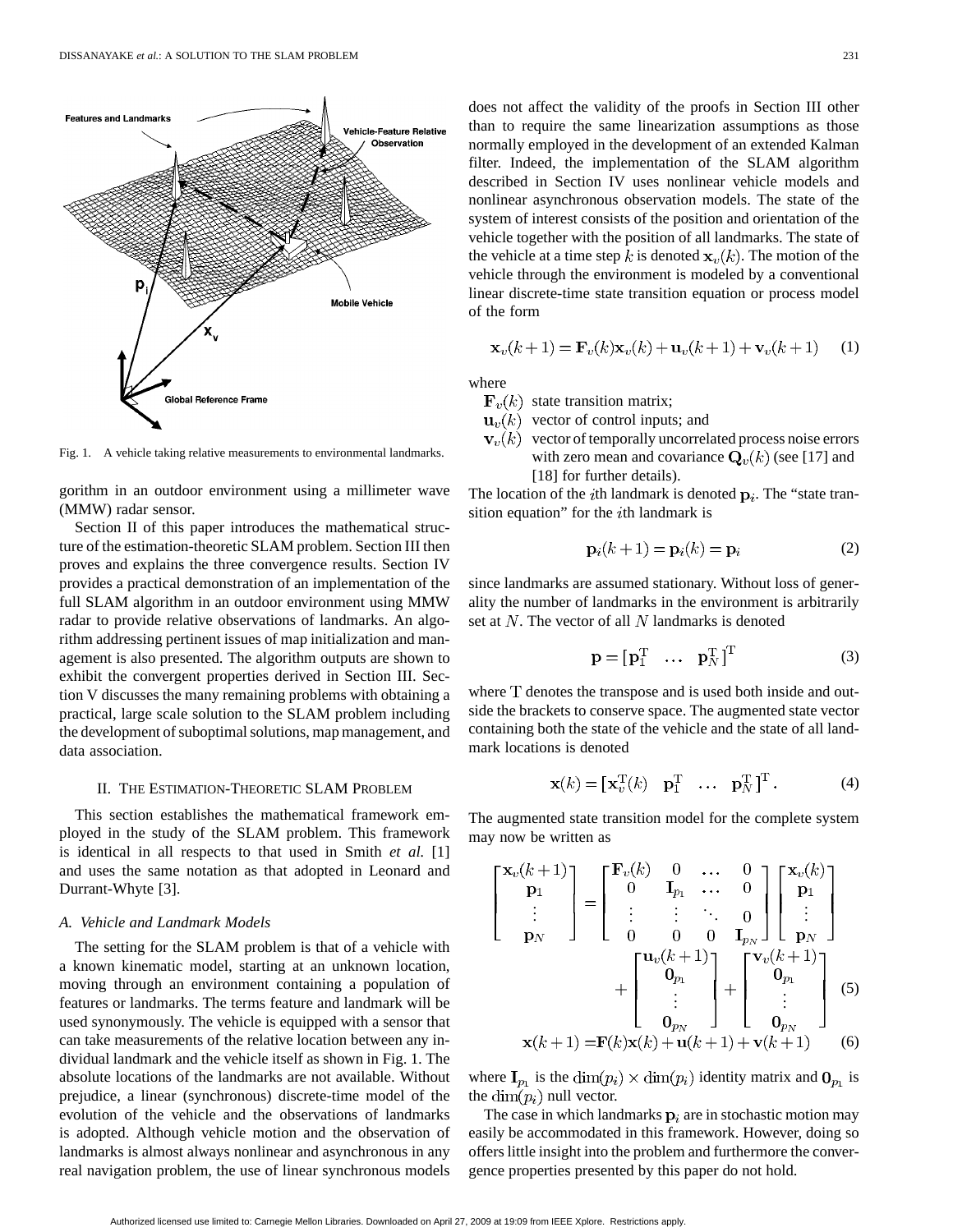Features and Landmarks

Vehicle-Feature Relative Observation

Mobile Vehicle

$\mathbf{p}_i$

$\mathbf{x}_v$

Global Reference Frame

Fig. 1. A vehicle taking relative measurements to environmental landmarks.

gorithm in an outdoor environment using a millimeter wave (MMW) radar sensor.

Section II of this paper introduces the mathematical structure of the estimation-theoretic SLAM problem. Section III then proves and explains the three convergence results. Section IV provides a practical demonstration of an implementation of the full SLAM algorithm in an outdoor environment using MMW radar to provide relative observations of landmarks. An algorithm addressing pertinent issues of map initialization and management is also presented. The algorithm outputs are shown to exhibit the convergent properties derived in Section III. Section V discusses the many remaining problems with obtaining a practical, large scale solution to the SLAM problem including the development of suboptimal solutions, map management, and data association.

## II. The Estimation-Theoretic SLAM Problem

This section establishes the mathematical framework employed in the study of the SLAM problem. This framework is identical in all respects to that used in Smith *et al.* [1] and uses the same notation as that adopted in Leonard and Durrant-Whyte [3].

### A. Vehicle and Landmark Models

The setting for the SLAM problem is that of a vehicle with a known kinematic model, starting at an unknown location, moving through an environment containing a population of features or landmarks. The terms feature and landmark will be used synonymously. The vehicle is equipped with a sensor that can take measurements of the relative location between any individual landmark and the vehicle itself as shown in Fig. 1. The absolute locations of the landmarks are not available. Without prejudice, a linear (synchronous) discrete-time model of the evolution of the vehicle and the observations of landmarks is adopted. Although vehicle motion and the observation of landmarks is almost always nonlinear and asynchronous in any real navigation problem, the use of linear synchronous models does not affect the validity of the proofs in Section III other than to require the same linearization assumptions as those normally employed in the development of an extended Kalman filter. Indeed, the implementation of the SLAM algorithm described in Section IV uses nonlinear vehicle models and nonlinear asynchronous observation models. The state of the system of interest consists of the position and orientation of the vehicle together with the position of all landmarks. The state of the vehicle at a time step $k$ is denoted $\mathbf{x}_v(k)$. The motion of the vehicle through the environment is modeled by a conventional linear discrete-time state transition equation or process model of the form

$$\mathbf{x}_v(k+1) = \mathbf{F}_v(k)\mathbf{x}_v(k) + \mathbf{u}_v(k+1) + \mathbf{v}_v(k+1) \tag{1}$$

where

- $\mathbf{F}_v(k)$ state transition matrix;
- $\mathbf{u}_v(k)$ vector of control inputs; and
- $\mathbf{v}_v(k)$ vector of temporally uncorrelated process noise errors with zero mean and covariance $\mathbf{Q}_v(k)$ (see [17] and [18] for further details).

The location of the $i$th landmark is denoted $\mathbf{p}_i$. The "state transition equation" for the $i$th landmark is

$$\mathbf{p}_i(k+1) = \mathbf{p}_i(k) = \mathbf{p}_i \tag{2}$$

since landmarks are assumed stationary. Without loss of generality the number of landmarks in the environment is arbitrarily set at $N$. The vector of all $N$ landmarks is denoted

$$\mathbf{p} = \begin{bmatrix} \mathbf{p}_1^{\mathrm{T}} & \ldots & \mathbf{p}_N^{\mathrm{T}} \end{bmatrix}^{\mathrm{T}} \tag{3}$$

where $\mathrm{T}$ denotes the transpose and is used both inside and outside the brackets to conserve space. The augmented state vector containing both the state of the vehicle and the state of all landmark locations is denoted

$$\mathbf{x}(k) = \begin{bmatrix} \mathbf{x}_v^{\mathrm{T}}(k) & \mathbf{p}_1^{\mathrm{T}} & \ldots & \mathbf{p}_N^{\mathrm{T}} \end{bmatrix}^{\mathrm{T}}. \tag{4}$$

The augmented state transition model for the complete system may now be written as

$$\begin{bmatrix} \mathbf{x}_v(k+1) \\ \mathbf{p}_1 \\ \vdots \\ \mathbf{p}_N \end{bmatrix} = \begin{bmatrix} \mathbf{F}_v(k) & 0 & \ldots & 0 \\ 0 & \mathbf{I}_{p_1} & \ldots & 0 \\ \vdots & \vdots & \ddots & 0 \\ 0 & 0 & 0 & \mathbf{I}_{p_N} \end{bmatrix} \begin{bmatrix} \mathbf{x}_v(k) \\ \mathbf{p}_1 \\ \vdots \\ \mathbf{p}_N \end{bmatrix} + \begin{bmatrix} \mathbf{u}_v(k+1) \\ \mathbf{0}_{p_1} \\ \vdots \\ \mathbf{0}_{p_N} \end{bmatrix} + \begin{bmatrix} \mathbf{v}_v(k+1) \\ \mathbf{0}_{p_1} \\ \vdots \\ \mathbf{0}_{p_N} \end{bmatrix} \tag{5}$$

$$\mathbf{x}(k+1) = \mathbf{F}(k)\mathbf{x}(k) + \mathbf{u}(k+1) + \mathbf{v}(k+1) \tag{6}$$

where $\mathbf{I}_{p_1}$ is the $\dim(p_i) \times \dim(p_i)$ identity matrix and $\mathbf{0}_{p_1}$ is the $\dim(p_i)$ null vector.

The case in which landmarks $\mathbf{p}_i$ are in stochastic motion may easily be accommodated in this framework. However, doing so offers little insight into the problem and furthermore the convergence properties presented by this paper do not hold.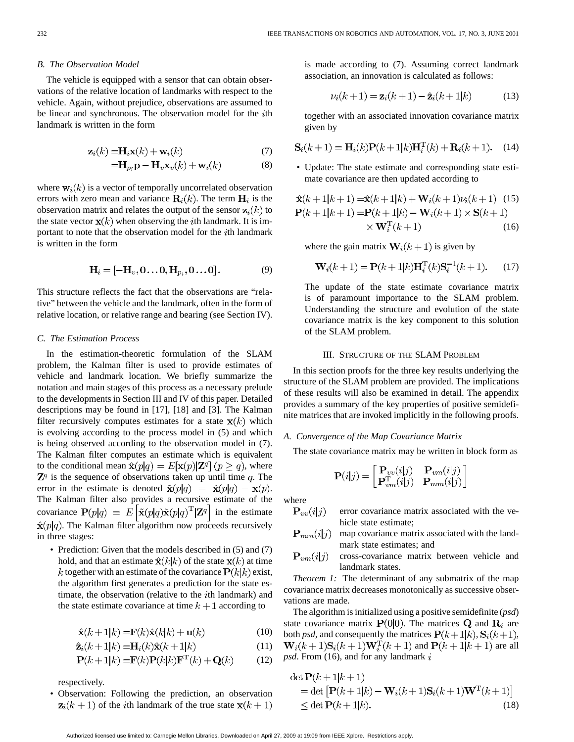### B. The Observation Model

The vehicle is equipped with a sensor that can obtain observations of the relative location of landmarks with respect to the vehicle. Again, without prejudice, observations are assumed to be linear and synchronous. The observation model for the $i$th landmark is written in the form

$$\mathbf{z}_i(k) = \mathbf{H}_i \mathbf{x}(k) + \mathbf{w}_i(k) \tag{7}$$

$$= \mathbf{H}_{p_i} \mathbf{p} - \mathbf{H}_v \mathbf{x}_v(k) + \mathbf{w}_i(k) \tag{8}$$

where $\mathbf{w}_i(k)$ is a vector of temporally uncorrelated observation errors with zero mean and variance $\mathbf{R}_i(k)$. The term $\mathbf{H}_i$ is the observation matrix and relates the output of the sensor $\mathbf{z}_i(k)$ to the state vector $\mathbf{x}(k)$ when observing the $i$th landmark. It is important to note that the observation model for the $i$th landmark is written in the form

$$\mathbf{H}_i = [-\mathbf{H}_v, \mathbf{0} \ldots \mathbf{0}, \mathbf{H}_{p_i}, \mathbf{0} \ldots \mathbf{0}]. \tag{9}$$

This structure reflects the fact that the observations are "relative" between the vehicle and the landmark, often in the form of relative location, or relative range and bearing (see Section IV).

### C. The Estimation Process

In the estimation-theoretic formulation of the SLAM problem, the Kalman filter is used to provide estimates of vehicle and landmark location. We briefly summarize the notation and main stages of this process as a necessary prelude to the developments in Section III and IV of this paper. Detailed descriptions may be found in [17], [18] and [3]. The Kalman filter recursively computes estimates for a state $\mathbf{x}(k)$ which is evolving according to the process model in (5) and which is being observed according to the observation model in (7). The Kalman filter computes an estimate which is equivalent to the conditional mean $\hat{\mathbf{x}}(p|q) = E[\mathbf{x}(p)|\mathbf{Z}^q]$ $(p \geq q)$, where $\mathbf{Z}^q$ is the sequence of observations taken up until time $q$. The error in the estimate is denoted $\tilde{\mathbf{x}}(p|q) = \hat{\mathbf{x}}(p|q) - \mathbf{x}(p)$. The Kalman filter also provides a recursive estimate of the covariance $\mathbf{P}(p|q) = E\left[\tilde{\mathbf{x}}(p|q)\tilde{\mathbf{x}}(p|q)^{\mathrm{T}}|\mathbf{Z}^q\right]$ in the estimate $\hat{\mathbf{x}}(p|q)$. The Kalman filter algorithm now proceeds recursively in three stages:

- Prediction: Given that the models described in (5) and (7) hold, and that an estimate $\hat{\mathbf{x}}(k|k)$ of the state $\mathbf{x}(k)$ at time $k$ together with an estimate of the covariance $\mathbf{P}(k|k)$ exist, the algorithm first generates a prediction for the state estimate, the observation (relative to the $i$th landmark) and the state estimate covariance at time $k+1$ according to

$$\hat{\mathbf{x}}(k+1|k) = \mathbf{F}(k)\hat{\mathbf{x}}(k|k) + \mathbf{u}(k) \tag{10}$$

$$\hat{\mathbf{z}}_i(k+1|k) = \mathbf{H}_i(k)\hat{\mathbf{x}}(k+1|k) \tag{11}$$

$$\mathbf{P}(k+1|k) = \mathbf{F}(k)\mathbf{P}(k|k)\mathbf{F}^{\mathrm{T}}(k) + \mathbf{Q}(k) \tag{12}$$

  respectively.

- Observation: Following the prediction, an observation $\mathbf{z}_i(k+1)$ of the $i$th landmark of the true state $\mathbf{x}(k+1)$ is made according to (7). Assuming correct landmark association, an innovation is calculated as follows:

$$\nu_i(k+1) = \mathbf{z}_i(k+1) - \hat{\mathbf{z}}_i(k+1|k) \tag{13}$$

  together with an associated innovation covariance matrix given by

$$\mathbf{S}_i(k+1) = \mathbf{H}_i(k)\mathbf{P}(k+1|k)\mathbf{H}_i^{\mathrm{T}}(k) + \mathbf{R}_i(k+1). \tag{14}$$

- Update: The state estimate and corresponding state estimate covariance are then updated according to

$$\hat{\mathbf{x}}(k+1|k+1) = \hat{\mathbf{x}}(k+1|k) + \mathbf{W}_i(k+1)\nu_i(k+1) \tag{15}$$

$$\mathbf{P}(k+1|k+1) = \mathbf{P}(k+1|k) - \mathbf{W}_i(k+1) \times \mathbf{S}(k+1) \times \mathbf{W}_i^{\mathrm{T}}(k+1) \tag{16}$$

  where the gain matrix $\mathbf{W}_i(k+1)$ is given by

$$\mathbf{W}_i(k+1) = \mathbf{P}(k+1|k)\mathbf{H}_i^{\mathrm{T}}(k)\mathbf{S}_i^{-1}(k+1). \tag{17}$$

  The update of the state estimate covariance matrix is of paramount importance to the SLAM problem. Understanding the structure and evolution of the state covariance matrix is the key component to this solution of the SLAM problem.

## III. Structure of the SLAM Problem

In this section proofs for the three key results underlying the structure of the SLAM problem are provided. The implications of these results will also be examined in detail. The appendix provides a summary of the key properties of positive semidefinite matrices that are invoked implicitly in the following proofs.

### A. Convergence of the Map Covariance Matrix

The state covariance matrix may be written in block form as

$$\mathbf{P}(i|j) = \begin{bmatrix} \mathbf{P}_{vv}(i|j) & \mathbf{P}_{vm}(i|j) \\ \mathbf{P}_{vm}^{\mathrm{T}}(i|j) & \mathbf{P}_{mm}(i|j) \end{bmatrix}$$

where

- $\mathbf{P}_{vv}(i|j)$ error covariance matrix associated with the vehicle state estimate;
- $\mathbf{P}_{mm}(i|j)$ map covariance matrix associated with the landmark state estimates; and
- $\mathbf{P}_{vm}(i|j)$ cross-covariance matrix between vehicle and landmark states.

*Theorem 1:* The determinant of any submatrix of the map covariance matrix decreases monotonically as successive observations are made.

The algorithm is initialized using a positive semidefinite (*psd*) state covariance matrix $\mathbf{P}(0|0)$. The matrices $\mathbf{Q}$ and $\mathbf{R}_i$ are both *psd*, and consequently the matrices $\mathbf{P}(k+1|k)$, $\mathbf{S}_i(k+1)$, $\mathbf{W}_i(k+1)\mathbf{S}_i(k+1)\mathbf{W}_i^{\mathrm{T}}(k+1)$ and $\mathbf{P}(k+1|k+1)$ are all *psd*. From (16), and for any landmark $i$

$$\begin{aligned}
\det \mathbf{P}(k+1|k+1) &= \det\left[\mathbf{P}(k+1|k) - \mathbf{W}_i(k+1)\mathbf{S}_i(k+1)\mathbf{W}^{\mathrm{T}}(k+1)\right] \\
&\leq \det \mathbf{P}(k+1|k).
\end{aligned} \tag{18}$$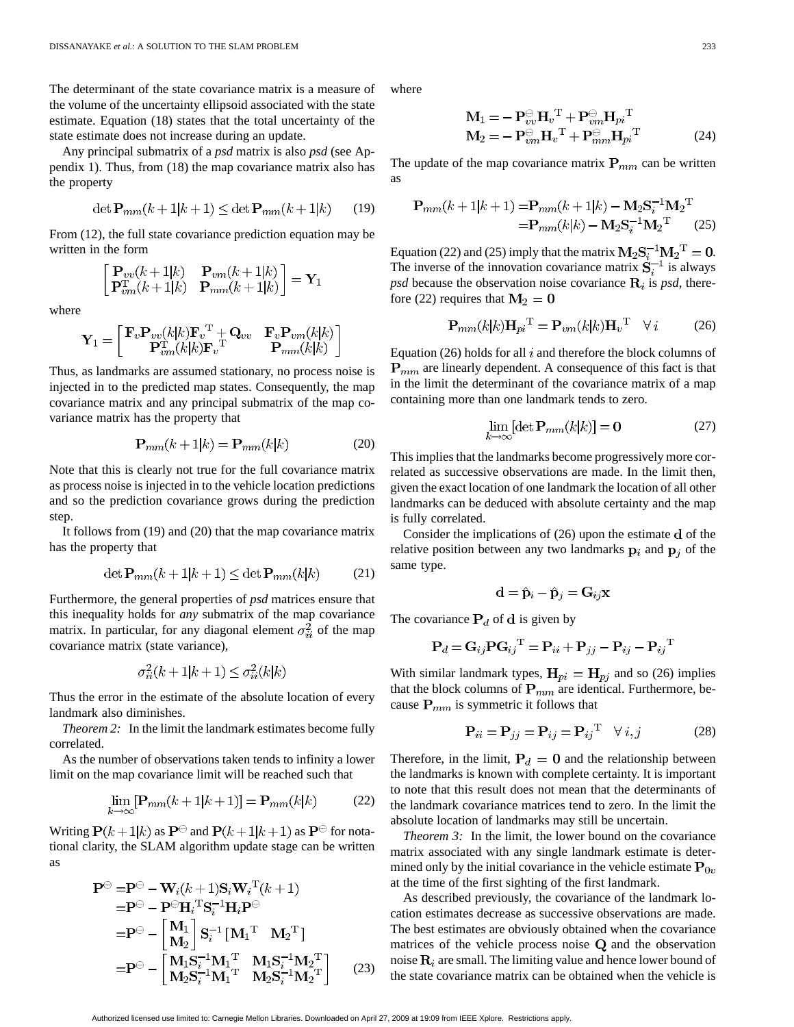The determinant of the state covariance matrix is a measure of the volume of the uncertainty ellipsoid associated with the state estimate. Equation (18) states that the total uncertainty of the state estimate does not increase during an update.

Any principal submatrix of a *psd* matrix is also *psd* (see Appendix 1). Thus, from (18) the map covariance matrix also has the property

$$\det \mathbf{P}_{mm}(k+1|k+1) \leq \det \mathbf{P}_{mm}(k+1|k) \tag{19}$$

From (12), the full state covariance prediction equation may be written in the form

$$\begin{bmatrix} \mathbf{P}_{vv}(k+1|k) & \mathbf{P}_{vm}(k+1|k) \\ \mathbf{P}_{vm}^{\mathrm{T}}(k+1|k) & \mathbf{P}_{mm}(k+1|k) \end{bmatrix} = \mathbf{Y}_1$$

where

$$\mathbf{Y}_1 = \begin{bmatrix} \mathbf{F}_v \mathbf{P}_{vv}(k|k) \mathbf{F}_v{}^{\mathrm{T}} + \mathbf{Q}_{vv} & \mathbf{F}_v \mathbf{P}_{vm}(k|k) \\ \mathbf{P}_{vm}^{\mathrm{T}}(k|k) \mathbf{F}_v{}^{\mathrm{T}} & \mathbf{P}_{mm}(k|k) \end{bmatrix}$$

Thus, as landmarks are assumed stationary, no process noise is injected in to the predicted map states. Consequently, the map covariance matrix and any principal submatrix of the map covariance matrix has the property that

$$\mathbf{P}_{mm}(k+1|k) = \mathbf{P}_{mm}(k|k) \tag{20}$$

Note that this is clearly not true for the full covariance matrix as process noise is injected in to the vehicle location predictions and so the prediction covariance grows during the prediction step.

It follows from (19) and (20) that the map covariance matrix has the property that

$$\det \mathbf{P}_{mm}(k+1|k+1) \leq \det \mathbf{P}_{mm}(k|k) \tag{21}$$

Furthermore, the general properties of *psd* matrices ensure that this inequality holds for *any* submatrix of the map covariance matrix. In particular, for any diagonal element $\sigma_{ii}^2$ of the map covariance matrix (state variance),

$$\sigma_{ii}^2(k+1|k+1) \leq \sigma_{ii}^2(k|k)$$

Thus the error in the estimate of the absolute location of every landmark also diminishes.

*Theorem 2:* In the limit the landmark estimates become fully correlated.

As the number of observations taken tends to infinity a lower limit on the map covariance limit will be reached such that

$$\lim_{k \to \infty} [\mathbf{P}_{mm}(k+1|k+1)] = \mathbf{P}_{mm}(k|k) \tag{22}$$

Writing $\mathbf{P}(k+1|k)$ as $\mathbf{P}^{\ominus}$ and $\mathbf{P}(k+1|k+1)$ as $\mathbf{P}^{\oplus}$ for notational clarity, the SLAM algorithm update stage can be written as

$$\begin{aligned} \mathbf{P}^{\oplus} &= \mathbf{P}^{\ominus} - \mathbf{W}_i(k+1)\mathbf{S}_i \mathbf{W}_i{}^{\mathrm{T}}(k+1) \\ &= \mathbf{P}^{\ominus} - \mathbf{P}^{\ominus}\mathbf{H}_i{}^{\mathrm{T}}\mathbf{S}_i^{-1}\mathbf{H}_i\mathbf{P}^{\ominus} \\ &= \mathbf{P}^{\ominus} - \begin{bmatrix} \mathbf{M}_1 \\ \mathbf{M}_2 \end{bmatrix} \mathbf{S}_i^{-1} \begin{bmatrix} \mathbf{M}_1{}^{\mathrm{T}} & \mathbf{M}_2{}^{\mathrm{T}} \end{bmatrix} \\ &= \mathbf{P}^{\ominus} - \begin{bmatrix} \mathbf{M}_1\mathbf{S}_i^{-1}\mathbf{M}_1{}^{\mathrm{T}} & \mathbf{M}_1\mathbf{S}_i^{-1}\mathbf{M}_2{}^{\mathrm{T}} \\ \mathbf{M}_2\mathbf{S}_i^{-1}\mathbf{M}_1{}^{\mathrm{T}} & \mathbf{M}_2\mathbf{S}_i^{-1}\mathbf{M}_2{}^{\mathrm{T}} \end{bmatrix} \end{aligned} \tag{23}$$

where

$$\begin{aligned} \mathbf{M}_1 &= -\mathbf{P}_{vv}^{\ominus}\mathbf{H}_v{}^{\mathrm{T}} + \mathbf{P}_{vm}^{\ominus}\mathbf{H}_{pi}{}^{\mathrm{T}} \\ \mathbf{M}_2 &= -\mathbf{P}_{vm}^{\ominus}\mathbf{H}_v{}^{\mathrm{T}} + \mathbf{P}_{mm}^{\ominus}\mathbf{H}_{pi}{}^{\mathrm{T}} \end{aligned} \tag{24}$$

The update of the map covariance matrix $\mathbf{P}_{mm}$ can be written as

$$\begin{aligned} \mathbf{P}_{mm}(k+1|k+1) &= \mathbf{P}_{mm}(k+1|k) - \mathbf{M}_2\mathbf{S}_i^{-1}\mathbf{M}_2{}^{\mathrm{T}} \\ &= \mathbf{P}_{mm}(k|k) - \mathbf{M}_2\mathbf{S}_i^{-1}\mathbf{M}_2{}^{\mathrm{T}} \end{aligned} \tag{25}$$

Equation (22) and (25) imply that the matrix $\mathbf{M}_2\mathbf{S}_i^{-1}\mathbf{M}_2{}^{\mathrm{T}} = \mathbf{0}$. The inverse of the innovation covariance matrix $\mathbf{S}_i^{-1}$ is always *psd* because the observation noise covariance $\mathbf{R}_i$ is *psd*, therefore (22) requires that $\mathbf{M}_2 = \mathbf{0}$

$$\mathbf{P}_{mm}(k|k)\mathbf{H}_{pi}{}^{\mathrm{T}} = \mathbf{P}_{vm}(k|k)\mathbf{H}_v{}^{\mathrm{T}} \quad \forall i \tag{26}$$

Equation (26) holds for all $i$ and therefore the block columns of $\mathbf{P}_{mm}$ are linearly dependent. A consequence of this fact is that in the limit the determinant of the covariance matrix of a map containing more than one landmark tends to zero.

$$\lim_{k \to \infty} [\det \mathbf{P}_{mm}(k|k)] = 0 \tag{27}$$

This implies that the landmarks become progressively more correlated as successive observations are made. In the limit then, given the exact location of one landmark the location of all other landmarks can be deduced with absolute certainty and the map is fully correlated.

Consider the implications of (26) upon the estimate $\mathbf{d}$ of the relative position between any two landmarks $\mathbf{p}_i$ and $\mathbf{p}_j$ of the same type.

$$\mathbf{d} = \hat{\mathbf{p}}_i - \hat{\mathbf{p}}_j = \mathbf{G}_{ij}\mathbf{x}$$

The covariance $\mathbf{P}_d$ of $\mathbf{d}$ is given by

$$\mathbf{P}_d = \mathbf{G}_{ij}\mathbf{P}\mathbf{G}_{ij}{}^{\mathrm{T}} = \mathbf{P}_{ii} + \mathbf{P}_{jj} - \mathbf{P}_{ij} - \mathbf{P}_{ij}{}^{\mathrm{T}}$$

With similar landmark types, $\mathbf{H}_{pi} = \mathbf{H}_{pj}$ and so (26) implies that the block columns of $\mathbf{P}_{mm}$ are identical. Furthermore, because $\mathbf{P}_{mm}$ is symmetric it follows that

$$\mathbf{P}_{ii} = \mathbf{P}_{jj} = \mathbf{P}_{ij} = \mathbf{P}_{ij}{}^{\mathrm{T}} \quad \forall i, j \tag{28}$$

Therefore, in the limit, $\mathbf{P}_d = \mathbf{0}$ and the relationship between the landmarks is known with complete certainty. It is important to note that this result does not mean that the determinants of the landmark covariance matrices tend to zero. In the limit the absolute location of landmarks may still be uncertain.

*Theorem 3:* In the limit, the lower bound on the covariance matrix associated with any single landmark estimate is determined only by the initial covariance in the vehicle estimate $\mathbf{P}_{0v}$ at the time of the first sighting of the first landmark.

As described previously, the covariance of the landmark location estimates decrease as successive observations are made. The best estimates are obviously obtained when the covariance matrices of the vehicle process noise $\mathbf{Q}$ and the observation noise $\mathbf{R}_i$ are small. The limiting value and hence lower bound of the state covariance matrix can be obtained when the vehicle is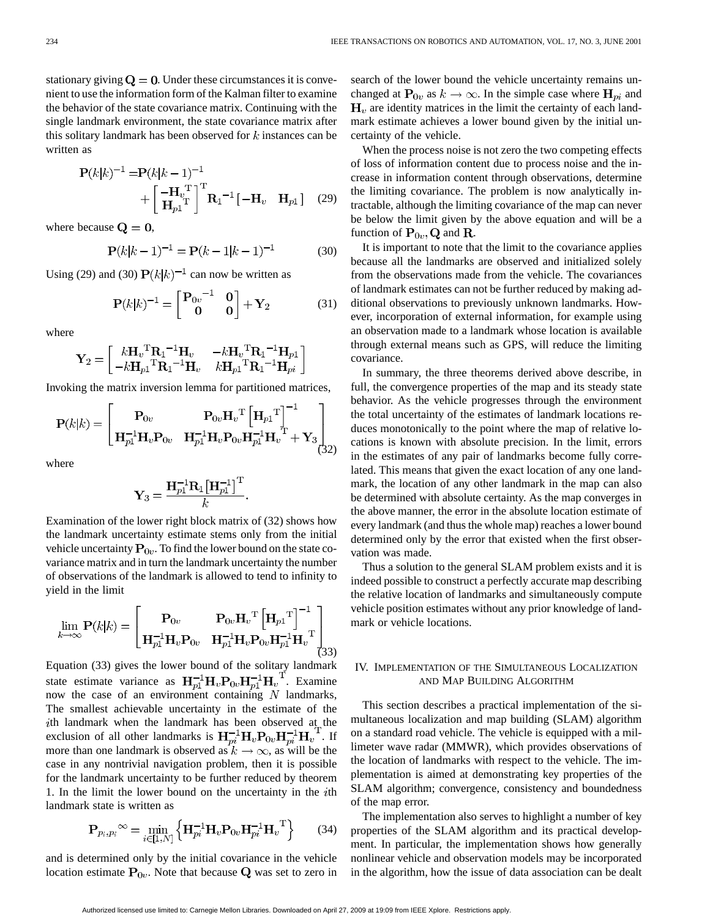stationary giving $\mathbf{Q} = \mathbf{0}$. Under these circumstances it is convenient to use the information form of the Kalman filter to examine the behavior of the state covariance matrix. Continuing with the single landmark environment, the state covariance matrix after this solitary landmark has been observed for $k$ instances can be written as

$$\mathbf{P}(k|k)^{-1} = \mathbf{P}(k|k-1)^{-1} + \begin{bmatrix} -\mathbf{H}_v{}^{\mathrm{T}} \\ \mathbf{H}_{p1}{}^{\mathrm{T}} \end{bmatrix}^{\mathrm{T}} \mathbf{R}_1{}^{-1} \begin{bmatrix} -\mathbf{H}_v & \mathbf{H}_{p1} \end{bmatrix} \tag{29}$$

where because $\mathbf{Q} = \mathbf{0}$,

$$\mathbf{P}(k|k-1)^{-1} = \mathbf{P}(k-1|k-1)^{-1} \tag{30}$$

Using (29) and (30) $\mathbf{P}(k|k)^{-1}$ can now be written as

$$\mathbf{P}(k|k)^{-1} = \begin{bmatrix} \mathbf{P}_{0v}{}^{-1} & \mathbf{0} \\ \mathbf{0} & \mathbf{0} \end{bmatrix} + \mathbf{Y}_2 \tag{31}$$

where

$$\mathbf{Y}_2 = \begin{bmatrix} k\mathbf{H}_v{}^{\mathrm{T}}\mathbf{R}_1{}^{-1}\mathbf{H}_v & -k\mathbf{H}_v{}^{\mathrm{T}}\mathbf{R}_1{}^{-1}\mathbf{H}_{p1} \\ -k\mathbf{H}_{p1}{}^{\mathrm{T}}\mathbf{R}_1{}^{-1}\mathbf{H}_v & k\mathbf{H}_{p1}{}^{\mathrm{T}}\mathbf{R}_1{}^{-1}\mathbf{H}_{pi} \end{bmatrix}$$

Invoking the matrix inversion lemma for partitioned matrices,

$$\mathbf{P}(k|k) = \begin{bmatrix} \mathbf{P}_{0v} & \mathbf{P}_{0v}\mathbf{H}_v{}^{\mathrm{T}}\left[\mathbf{H}_{p1}{}^{\mathrm{T}}\right]^{-1} \\ \mathbf{H}_{p1}^{-1}\mathbf{H}_v\mathbf{P}_{0v} & \mathbf{H}_{p1}^{-1}\mathbf{H}_v\mathbf{P}_{0v}\mathbf{H}_{p1}^{-1}\mathbf{H}_v{}^{\mathrm{T}} + \mathbf{Y}_3 \end{bmatrix} \tag{32}$$

where

$$\mathbf{Y}_3 = \frac{\mathbf{H}_{p1}^{-1}\mathbf{R}_1\left[\mathbf{H}_{p1}^{-1}\right]^{\mathrm{T}}}{k}.$$

Examination of the lower right block matrix of (32) shows how the landmark uncertainty estimate stems only from the initial vehicle uncertainty $\mathbf{P}_{0v}$. To find the lower bound on the state covariance matrix and in turn the landmark uncertainty the number of observations of the landmark is allowed to tend to infinity to yield in the limit

$$\lim_{k\to\infty}\mathbf{P}(k|k) = \begin{bmatrix} \mathbf{P}_{0v} & \mathbf{P}_{0v}\mathbf{H}_v{}^{\mathrm{T}}\left[\mathbf{H}_{p1}{}^{\mathrm{T}}\right]^{-1} \\ \mathbf{H}_{p1}^{-1}\mathbf{H}_v\mathbf{P}_{0v} & \mathbf{H}_{p1}^{-1}\mathbf{H}_v\mathbf{P}_{0v}\mathbf{H}_{p1}^{-1}\mathbf{H}_v{}^{\mathrm{T}} \end{bmatrix} \tag{33}$$

Equation (33) gives the lower bound of the solitary landmark state estimate variance as $\mathbf{H}_{p1}^{-1}\mathbf{H}_v\mathbf{P}_{0v}\mathbf{H}_{p1}^{-1}\mathbf{H}_v{}^{\mathrm{T}}$. Examine now the case of an environment containing $N$ landmarks, The smallest achievable uncertainty in the estimate of the $i$th landmark when the landmark has been observed at the exclusion of all other landmarks is $\mathbf{H}_{pi}^{-1}\mathbf{H}_v\mathbf{P}_{0v}\mathbf{H}_{pi}^{-1}\mathbf{H}_v{}^{\mathrm{T}}$. If more than one landmark is observed as $k \to \infty$, as will be the case in any nontrivial navigation problem, then it is possible for the landmark uncertainty to be further reduced by theorem 1. In the limit the lower bound on the uncertainty in the $i$th landmark state is written as

$$\mathbf{P}_{p_i,p_i}{}^{\infty} = \min_{i\in[1,N]}\left\{\mathbf{H}_{pi}^{-1}\mathbf{H}_v\mathbf{P}_{0v}\mathbf{H}_{pi}^{-1}\mathbf{H}_v{}^{\mathrm{T}}\right\} \tag{34}$$

and is determined only by the initial covariance in the vehicle location estimate $\mathbf{P}_{0v}$. Note that because $\mathbf{Q}$ was set to zero in search of the lower bound the vehicle uncertainty remains unchanged at $\mathbf{P}_{0v}$ as $k \to \infty$. In the simple case where $\mathbf{H}_{pi}$ and $\mathbf{H}_v$ are identity matrices in the limit the certainty of each landmark estimate achieves a lower bound given by the initial uncertainty of the vehicle.

When the process noise is not zero the two competing effects of loss of information content due to process noise and the increase in information content through observations, determine the limiting covariance. The problem is now analytically intractable, although the limiting covariance of the map can never be below the limit given by the above equation and will be a function of $\mathbf{P}_{0v}, \mathbf{Q}$ and $\mathbf{R}$.

It is important to note that the limit to the covariance applies because all the landmarks are observed and initialized solely from the observations made from the vehicle. The covariances of landmark estimates can not be further reduced by making additional observations to previously unknown landmarks. However, incorporation of external information, for example using an observation made to a landmark whose location is available through external means such as GPS, will reduce the limiting covariance.

In summary, the three theorems derived above describe, in full, the convergence properties of the map and its steady state behavior. As the vehicle progresses through the environment the total uncertainty of the estimates of landmark locations reduces monotonically to the point where the map of relative locations is known with absolute precision. In the limit, errors in the estimates of any pair of landmarks become fully correlated. This means that given the exact location of any one landmark, the location of any other landmark in the map can also be determined with absolute certainty. As the map converges in the above manner, the error in the absolute location estimate of every landmark (and thus the whole map) reaches a lower bound determined only by the error that existed when the first observation was made.

Thus a solution to the general SLAM problem exists and it is indeed possible to construct a perfectly accurate map describing the relative location of landmarks and simultaneously compute vehicle position estimates without any prior knowledge of landmark or vehicle locations.

## IV. Implementation of the Simultaneous Localization and Map Building Algorithm

This section describes a practical implementation of the simultaneous localization and map building (SLAM) algorithm on a standard road vehicle. The vehicle is equipped with a millimeter wave radar (MMWR), which provides observations of the location of landmarks with respect to the vehicle. The implementation is aimed at demonstrating key properties of the SLAM algorithm; convergence, consistency and boundedness of the map error.

The implementation also serves to highlight a number of key properties of the SLAM algorithm and its practical development. In particular, the implementation shows how generally nonlinear vehicle and observation models may be incorporated in the algorithm, how the issue of data association can be dealt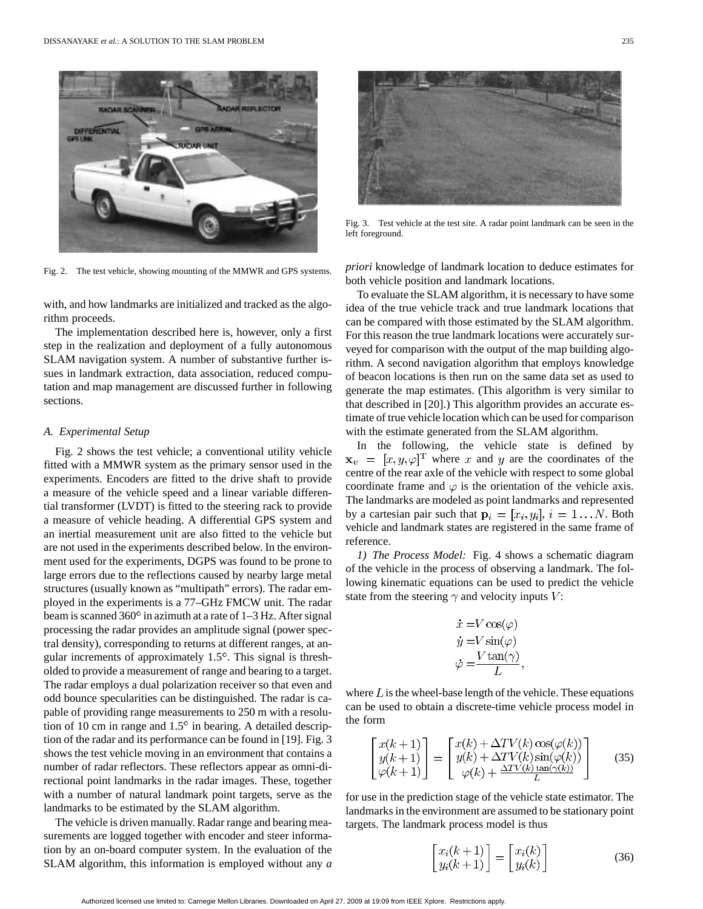Fig. 2. The test vehicle, showing mounting of the MMWR and GPS systems.

Fig. 3. Test vehicle at the test site. A radar point landmark can be seen in the left foreground.

with, and how landmarks are initialized and tracked as the algorithm proceeds.

The implementation described here is, however, only a first step in the realization and deployment of a fully autonomous SLAM navigation system. A number of substantive further issues in landmark extraction, data association, reduced computation and map management are discussed further in following sections.

### A. Experimental Setup

Fig. 2 shows the test vehicle; a conventional utility vehicle fitted with a MMWR system as the primary sensor used in the experiments. Encoders are fitted to the drive shaft to provide a measure of the vehicle speed and a linear variable differential transformer (LVDT) is fitted to the steering rack to provide a measure of vehicle heading. A differential GPS system and an inertial measurement unit are also fitted to the vehicle but are not used in the experiments described below. In the environment used for the experiments, DGPS was found to be prone to large errors due to the reflections caused by nearby large metal structures (usually known as "multipath" errors). The radar employed in the experiments is a 77–GHz FMCW unit. The radar beam is scanned 360° in azimuth at a rate of 1–3 Hz. After signal processing the radar provides an amplitude signal (power spectral density), corresponding to returns at different ranges, at angular increments of approximately 1.5°. This signal is thresholded to provide a measurement of range and bearing to a target. The radar employs a dual polarization receiver so that even and odd bounce specularities can be distinguished. The radar is capable of providing range measurements to 250 m with a resolution of 10 cm in range and 1.5° in bearing. A detailed description of the radar and its performance can be found in [19]. Fig. 3 shows the test vehicle moving in an environment that contains a number of radar reflectors. These reflectors appear as omni-directional point landmarks in the radar images. These, together with a number of natural landmark point targets, serve as the landmarks to be estimated by the SLAM algorithm.

The vehicle is driven manually. Radar range and bearing measurements are logged together with encoder and steer information by an on-board computer system. In the evaluation of the SLAM algorithm, this information is employed without any *a priori* knowledge of landmark location to deduce estimates for both vehicle position and landmark locations.

To evaluate the SLAM algorithm, it is necessary to have some idea of the true vehicle track and true landmark locations that can be compared with those estimated by the SLAM algorithm. For this reason the true landmark locations were accurately surveyed for comparison with the output of the map building algorithm. A second navigation algorithm that employs knowledge of beacon locations is then run on the same data set as used to generate the map estimates. (This algorithm is very similar to that described in [20].) This algorithm provides an accurate estimate of true vehicle location which can be used for comparison with the estimate generated from the SLAM algorithm.

In the following, the vehicle state is defined by $\mathbf{x}_v = [x, y, \varphi]^{\mathrm{T}}$ where $x$ and $y$ are the coordinates of the centre of the rear axle of the vehicle with respect to some global coordinate frame and $\varphi$ is the orientation of the vehicle axis. The landmarks are modeled as point landmarks and represented by a cartesian pair such that $\mathbf{p}_i = [x_i, y_i]$, $i = 1 \ldots N$. Both vehicle and landmark states are registered in the same frame of reference.

*1) The Process Model:* Fig. 4 shows a schematic diagram of the vehicle in the process of observing a landmark. The following kinematic equations can be used to predict the vehicle state from the steering $\gamma$ and velocity inputs $V$:

$$
\begin{aligned}
\dot{x} &= V\cos(\varphi) \\
\dot{y} &= V\sin(\varphi) \\
\dot{\varphi} &= \frac{V\tan(\gamma)}{L},
\end{aligned}
$$

where $L$ is the wheel-base length of the vehicle. These equations can be used to obtain a discrete-time vehicle process model in the form

$$
\begin{bmatrix} x(k+1) \\ y(k+1) \\ \varphi(k+1) \end{bmatrix} = \begin{bmatrix} x(k) + \Delta T V(k)\cos(\varphi(k)) \\ y(k) + \Delta T V(k)\sin(\varphi(k)) \\ \varphi(k) + \frac{\Delta T V(k)\tan(\gamma(k))}{L} \end{bmatrix} \tag{35}
$$

for use in the prediction stage of the vehicle state estimator. The landmarks in the environment are assumed to be stationary point targets. The landmark process model is thus

$$
\begin{bmatrix} x_i(k+1) \\ y_i(k+1) \end{bmatrix} = \begin{bmatrix} x_i(k) \\ y_i(k) \end{bmatrix} \tag{36}
$$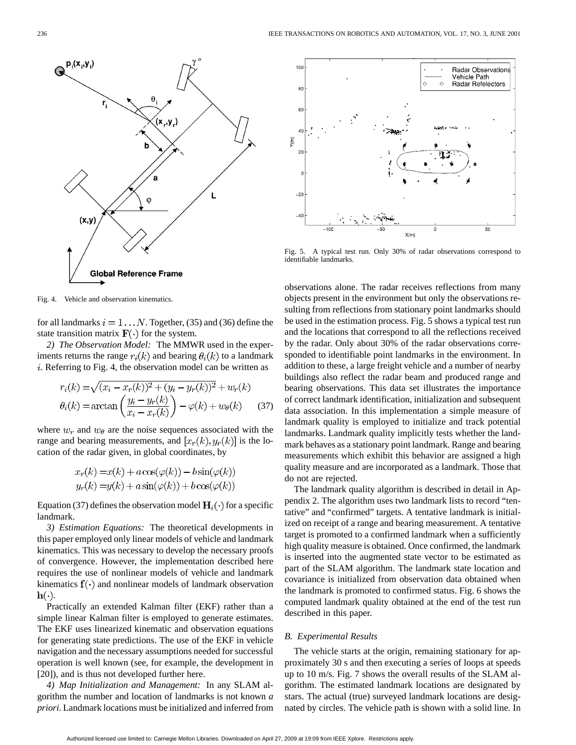Fig. 4. Vehicle and observation kinematics.

for all landmarks $i = 1 \ldots N$. Together, (35) and (36) define the state transition matrix $\mathbf{F}(\cdot)$ for the system.

*2) The Observation Model:* The MMWR used in the experiments returns the range $r_i(k)$ and bearing $\theta_i(k)$ to a landmark $i$. Referring to Fig. 4, the observation model can be written as

$$r_i(k) = \sqrt{(x_i - x_r(k))^2 + (y_i - y_r(k))^2} + w_r(k)$$
$$\theta_i(k) = \arctan\left(\frac{y_i - y_r(k)}{x_i - x_r(k)}\right) - \varphi(k) + w_\theta(k) \quad (37)$$

where $w_r$ and $w_\theta$ are the noise sequences associated with the range and bearing measurements, and $[x_r(k), y_r(k)]$ is the location of the radar given, in global coordinates, by

$$x_r(k) = x(k) + a\cos(\varphi(k)) - b\sin(\varphi(k))$$
$$y_r(k) = y(k) + a\sin(\varphi(k)) + b\cos(\varphi(k))$$

Equation (37) defines the observation model $\mathbf{H}_i(\cdot)$ for a specific landmark.

*3) Estimation Equations:* The theoretical developments in this paper employed only linear models of vehicle and landmark kinematics. This was necessary to develop the necessary proofs of convergence. However, the implementation described here requires the use of nonlinear models of vehicle and landmark kinematics $\mathbf{f}(\cdot)$ and nonlinear models of landmark observation $\mathbf{h}(\cdot)$.

Practically an extended Kalman filter (EKF) rather than a simple linear Kalman filter is employed to generate estimates. The EKF uses linearized kinematic and observation equations for generating state predictions. The use of the EKF in vehicle navigation and the necessary assumptions needed for successful operation is well known (see, for example, the development in [20]), and is thus not developed further here.

*4) Map Initialization and Management:* In any SLAM algorithm the number and location of landmarks is not known *a priori*. Landmark locations must be initialized and inferred from observations alone. The radar receives reflections from many objects present in the environment but only the observations resulting from reflections from stationary point landmarks should be used in the estimation process. Fig. 5 shows a typical test run and the locations that correspond to all the reflections received by the radar. Only about 30% of the radar observations corresponded to identifiable point landmarks in the environment. In addition to these, a large freight vehicle and a number of nearby buildings also reflect the radar beam and produced range and bearing observations. This data set illustrates the importance of correct landmark identification, initialization and subsequent data association. In this implementation a simple measure of landmark quality is employed to initialize and track potential landmarks. Landmark quality implicitly tests whether the landmark behaves as a stationary point landmark. Range and bearing measurements which exhibit this behavior are assigned a high quality measure and are incorporated as a landmark. Those that do not are rejected.

Fig. 5. A typical test run. Only 30% of radar observations correspond to identifiable landmarks.

The landmark quality algorithm is described in detail in Appendix 2. The algorithm uses two landmark lists to record "tentative" and "confirmed" targets. A tentative landmark is initialized on receipt of a range and bearing measurement. A tentative target is promoted to a confirmed landmark when a sufficiently high quality measure is obtained. Once confirmed, the landmark is inserted into the augmented state vector to be estimated as part of the SLAM algorithm. The landmark state location and covariance is initialized from observation data obtained when the landmark is promoted to confirmed status. Fig. 6 shows the computed landmark quality obtained at the end of the test run described in this paper.

### B. Experimental Results

The vehicle starts at the origin, remaining stationary for approximately 30 s and then executing a series of loops at speeds up to 10 m/s. Fig. 7 shows the overall results of the SLAM algorithm. The estimated landmark locations are designated by stars. The actual (true) surveyed landmark locations are designated by circles. The vehicle path is shown with a solid line. In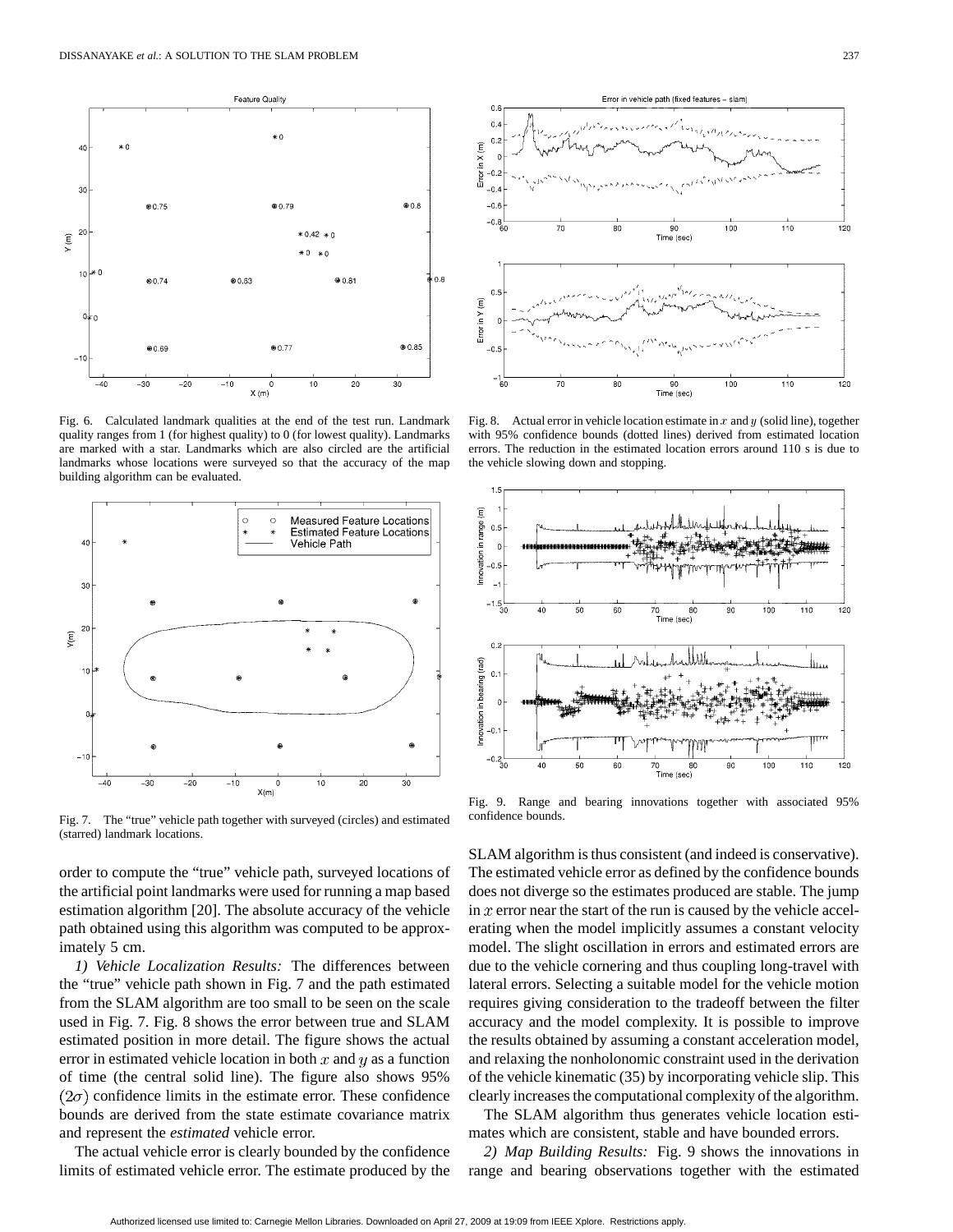Fig. 6. Calculated landmark qualities at the end of the test run. Landmark quality ranges from 1 (for highest quality) to 0 (for lowest quality). Landmarks are marked with a star. Landmarks which are also circled are the artificial landmarks whose locations were surveyed so that the accuracy of the map building algorithm can be evaluated.

Fig. 7. The "true" vehicle path together with surveyed (circles) and estimated (starred) landmark locations.

order to compute the "true" vehicle path, surveyed locations of the artificial point landmarks were used for running a map based estimation algorithm [20]. The absolute accuracy of the vehicle path obtained using this algorithm was computed to be approximately 5 cm.

*1) Vehicle Localization Results:* The differences between the "true" vehicle path shown in Fig. 7 and the path estimated from the SLAM algorithm are too small to be seen on the scale used in Fig. 7. Fig. 8 shows the error between true and SLAM estimated position in more detail. The figure shows the actual error in estimated vehicle location in both $x$ and $y$ as a function of time (the central solid line). The figure also shows 95% $(2\sigma)$ confidence limits in the estimate error. These confidence bounds are derived from the state estimate covariance matrix and represent the *estimated* vehicle error.

The actual vehicle error is clearly bounded by the confidence limits of estimated vehicle error. The estimate produced by the SLAM algorithm is thus consistent (and indeed is conservative). The estimated vehicle error as defined by the confidence bounds does not diverge so the estimates produced are stable. The jump in $x$ error near the start of the run is caused by the vehicle accelerating when the model implicitly assumes a constant velocity model. The slight oscillation in errors and estimated errors are due to the vehicle cornering and thus coupling long-travel with lateral errors. Selecting a suitable model for the vehicle motion requires giving consideration to the tradeoff between the filter accuracy and the model complexity. It is possible to improve the results obtained by assuming a constant acceleration model, and relaxing the nonholonomic constraint used in the derivation of the vehicle kinematic (35) by incorporating vehicle slip. This clearly increases the computational complexity of the algorithm.

Fig. 8. Actual error in vehicle location estimate in $x$ and $y$ (solid line), together with 95% confidence bounds (dotted lines) derived from estimated location errors. The reduction in the estimated location errors around 110 s is due to the vehicle slowing down and stopping.

Fig. 9. Range and bearing innovations together with associated 95% confidence bounds.

The SLAM algorithm thus generates vehicle location estimates which are consistent, stable and have bounded errors.

*2) Map Building Results:* Fig. 9 shows the innovations in range and bearing observations together with the estimated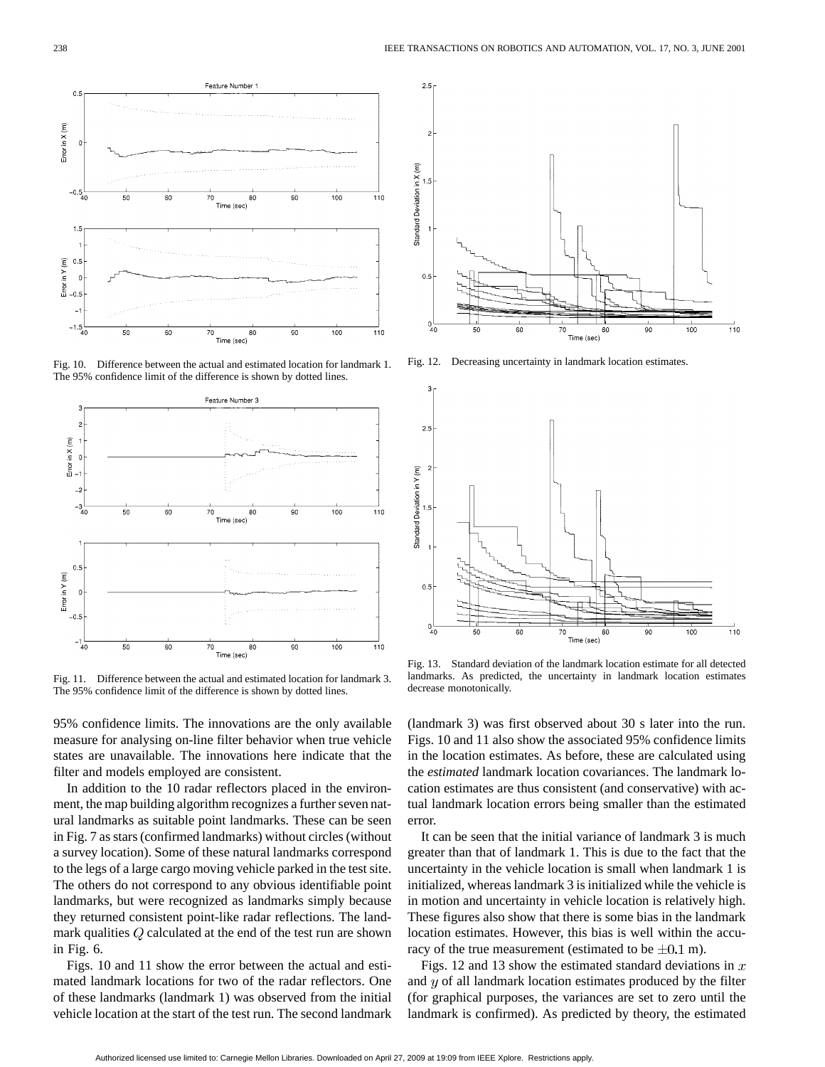Fig. 10. Difference between the actual and estimated location for landmark 1. The 95% confidence limit of the difference is shown by dotted lines.

Fig. 11. Difference between the actual and estimated location for landmark 3. The 95% confidence limit of the difference is shown by dotted lines.

Fig. 12. Decreasing uncertainty in landmark location estimates.

Fig. 13. Standard deviation of the landmark location estimate for all detected landmarks. As predicted, the uncertainty in landmark location estimates decrease monotonically.

95% confidence limits. The innovations are the only available measure for analysing on-line filter behavior when true vehicle states are unavailable. The innovations here indicate that the filter and models employed are consistent.

In addition to the 10 radar reflectors placed in the environment, the map building algorithm recognizes a further seven natural landmarks as suitable point landmarks. These can be seen in Fig. 7 as stars (confirmed landmarks) without circles (without a survey location). Some of these natural landmarks correspond to the legs of a large cargo moving vehicle parked in the test site. The others do not correspond to any obvious identifiable point landmarks, but were recognized as landmarks simply because they returned consistent point-like radar reflections. The landmark qualities $Q$ calculated at the end of the test run are shown in Fig. 6.

Figs. 10 and 11 show the error between the actual and estimated landmark locations for two of the radar reflectors. One of these landmarks (landmark 1) was observed from the initial vehicle location at the start of the test run. The second landmark (landmark 3) was first observed about 30 s later into the run. Figs. 10 and 11 also show the associated 95% confidence limits in the location estimates. As before, these are calculated using the *estimated* landmark location covariances. The landmark location estimates are thus consistent (and conservative) with actual landmark location errors being smaller than the estimated error.

It can be seen that the initial variance of landmark 3 is much greater than that of landmark 1. This is due to the fact that the uncertainty in the vehicle location is small when landmark 1 is initialized, whereas landmark 3 is initialized while the vehicle is in motion and uncertainty in vehicle location is relatively high. These figures also show that there is some bias in the landmark location estimates. However, this bias is well within the accuracy of the true measurement (estimated to be $\pm 0.1$ m).

Figs. 12 and 13 show the estimated standard deviations in $x$ and $y$ of all landmark location estimates produced by the filter (for graphical purposes, the variances are set to zero until the landmark is confirmed). As predicted by theory, the estimated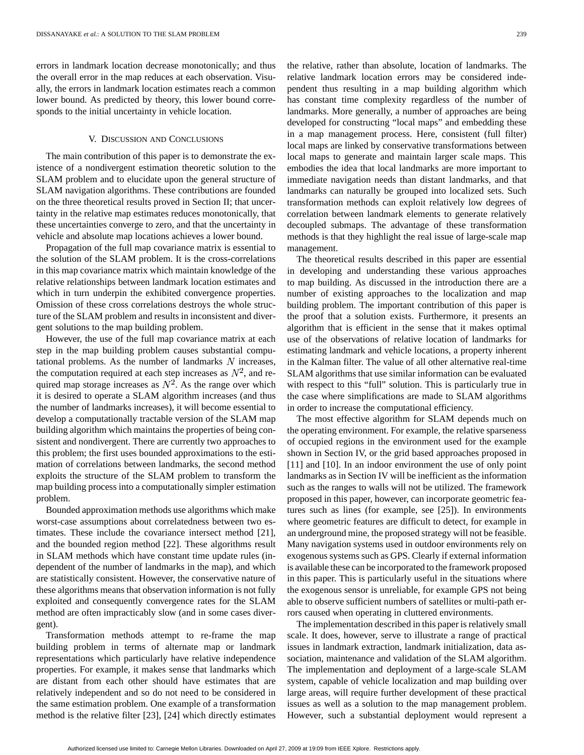errors in landmark location decrease monotonically; and thus the overall error in the map reduces at each observation. Visually, the errors in landmark location estimates reach a common lower bound. As predicted by theory, this lower bound corresponds to the initial uncertainty in vehicle location.

## V. Discussion and Conclusions

The main contribution of this paper is to demonstrate the existence of a nondivergent estimation theoretic solution to the SLAM problem and to elucidate upon the general structure of SLAM navigation algorithms. These contributions are founded on the three theoretical results proved in Section II; that uncertainty in the relative map estimates reduces monotonically, that these uncertainties converge to zero, and that the uncertainty in vehicle and absolute map locations achieves a lower bound.

Propagation of the full map covariance matrix is essential to the solution of the SLAM problem. It is the cross-correlations in this map covariance matrix which maintain knowledge of the relative relationships between landmark location estimates and which in turn underpin the exhibited convergence properties. Omission of these cross correlations destroys the whole structure of the SLAM problem and results in inconsistent and divergent solutions to the map building problem.

However, the use of the full map covariance matrix at each step in the map building problem causes substantial computational problems. As the number of landmarks $N$ increases, the computation required at each step increases as $N^2$, and required map storage increases as $N^2$. As the range over which it is desired to operate a SLAM algorithm increases (and thus the number of landmarks increases), it will become essential to develop a computationally tractable version of the SLAM map building algorithm which maintains the properties of being consistent and nondivergent. There are currently two approaches to this problem; the first uses bounded approximations to the estimation of correlations between landmarks, the second method exploits the structure of the SLAM problem to transform the map building process into a computationally simpler estimation problem.

Bounded approximation methods use algorithms which make worst-case assumptions about correlatedness between two estimates. These include the covariance intersect method [21], and the bounded region method [22]. These algorithms result in SLAM methods which have constant time update rules (independent of the number of landmarks in the map), and which are statistically consistent. However, the conservative nature of these algorithms means that observation information is not fully exploited and consequently convergence rates for the SLAM method are often impracticably slow (and in some cases divergent).

Transformation methods attempt to re-frame the map building problem in terms of alternate map or landmark representations which particularly have relative independence properties. For example, it makes sense that landmarks which are distant from each other should have estimates that are relatively independent and so do not need to be considered in the same estimation problem. One example of a transformation method is the relative filter [23], [24] which directly estimates the relative, rather than absolute, location of landmarks. The relative landmark location errors may be considered independent thus resulting in a map building algorithm which has constant time complexity regardless of the number of landmarks. More generally, a number of approaches are being developed for constructing "local maps" and embedding these in a map management process. Here, consistent (full filter) local maps are linked by conservative transformations between local maps to generate and maintain larger scale maps. This embodies the idea that local landmarks are more important to immediate navigation needs than distant landmarks, and that landmarks can naturally be grouped into localized sets. Such transformation methods can exploit relatively low degrees of correlation between landmark elements to generate relatively decoupled submaps. The advantage of these transformation methods is that they highlight the real issue of large-scale map management.

The theoretical results described in this paper are essential in developing and understanding these various approaches to map building. As discussed in the introduction there are a number of existing approaches to the localization and map building problem. The important contribution of this paper is the proof that a solution exists. Furthermore, it presents an algorithm that is efficient in the sense that it makes optimal use of the observations of relative location of landmarks for estimating landmark and vehicle locations, a property inherent in the Kalman filter. The value of all other alternative real-time SLAM algorithms that use similar information can be evaluated with respect to this "full" solution. This is particularly true in the case where simplifications are made to SLAM algorithms in order to increase the computational efficiency.

The most effective algorithm for SLAM depends much on the operating environment. For example, the relative sparseness of occupied regions in the environment used for the example shown in Section IV, or the grid based approaches proposed in [11] and [10]. In an indoor environment the use of only point landmarks as in Section IV will be inefficient as the information such as the ranges to walls will not be utilized. The framework proposed in this paper, however, can incorporate geometric features such as lines (for example, see [25]). In environments where geometric features are difficult to detect, for example in an underground mine, the proposed strategy will not be feasible. Many navigation systems used in outdoor environments rely on exogenous systems such as GPS. Clearly if external information is available these can be incorporated to the framework proposed in this paper. This is particularly useful in the situations where the exogenous sensor is unreliable, for example GPS not being able to observe sufficient numbers of satellites or multi-path errors caused when operating in cluttered environments.

The implementation described in this paper is relatively small scale. It does, however, serve to illustrate a range of practical issues in landmark extraction, landmark initialization, data association, maintenance and validation of the SLAM algorithm. The implementation and deployment of a large-scale SLAM system, capable of vehicle localization and map building over large areas, will require further development of these practical issues as well as a solution to the map management problem. However, such a substantial deployment would represent a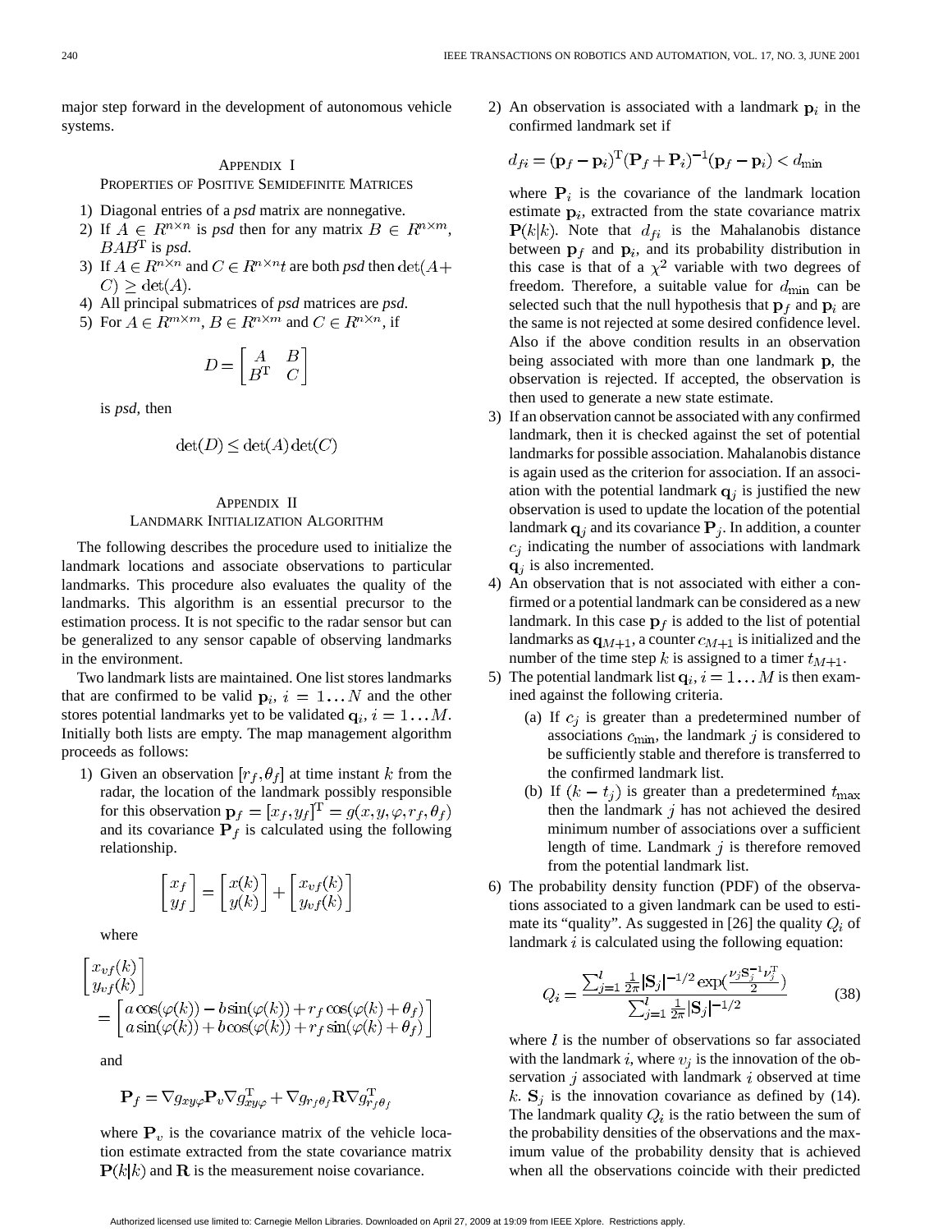major step forward in the development of autonomous vehicle systems.

## Appendix I
## Properties of Positive Semidefinite Matrices

1) Diagonal entries of a *psd* matrix are nonnegative.
2) If $A \in R^{n \times n}$ is *psd* then for any matrix $B \in R^{n \times m}$, $BAB^{\mathrm{T}}$ is *psd*.
3) If $A \in R^{n \times n}$ and $C \in R^{n \times n}t$ are both *psd* then $\det(A + C) \geq \det(A)$.
4) All principal submatrices of *psd* matrices are *psd*.
5) For $A \in R^{m \times m}$, $B \in R^{n \times m}$ and $C \in R^{n \times n}$, if

$$D = \begin{bmatrix} A & B \\ B^{\mathrm{T}} & C \end{bmatrix}$$

is *psd*, then

$$\det(D) \leq \det(A)\det(C)$$

## Appendix II
## Landmark Initialization Algorithm

The following describes the procedure used to initialize the landmark locations and associate observations to particular landmarks. This procedure also evaluates the quality of the landmarks. This algorithm is an essential precursor to the estimation process. It is not specific to the radar sensor but can be generalized to any sensor capable of observing landmarks in the environment.

Two landmark lists are maintained. One list stores landmarks that are confirmed to be valid $\mathbf{p}_i$, $i = 1 \ldots N$ and the other stores potential landmarks yet to be validated $\mathbf{q}_i$, $i = 1 \ldots M$. Initially both lists are empty. The map management algorithm proceeds as follows:

1) Given an observation $[r_f, \theta_f]$ at time instant $k$ from the radar, the location of the landmark possibly responsible for this observation $\mathbf{p}_f = [x_f, y_f]^{\mathrm{T}} = g(x, y, \varphi, r_f, \theta_f)$ and its covariance $\mathbf{P}_f$ is calculated using the following relationship.

$$\begin{bmatrix} x_f \\ y_f \end{bmatrix} = \begin{bmatrix} x(k) \\ y(k) \end{bmatrix} + \begin{bmatrix} x_{vf}(k) \\ y_{vf}(k) \end{bmatrix}$$

where

$$\begin{bmatrix} x_{vf}(k) \\ y_{vf}(k) \end{bmatrix} = \begin{bmatrix} a\cos(\varphi(k)) - b\sin(\varphi(k)) + r_f\cos(\varphi(k) + \theta_f) \\ a\sin(\varphi(k)) + b\cos(\varphi(k)) + r_f\sin(\varphi(k) + \theta_f) \end{bmatrix}$$

and

$$\mathbf{P}_f = \nabla g_{xy\varphi}\mathbf{P}_v\nabla g_{xy\varphi}^{\mathrm{T}} + \nabla g_{r_f\theta_f}\mathbf{R}\nabla g_{r_f\theta_f}^{\mathrm{T}}$$

where $\mathbf{P}_v$ is the covariance matrix of the vehicle location estimate extracted from the state covariance matrix $\mathbf{P}(k|k)$ and $\mathbf{R}$ is the measurement noise covariance.

2) An observation is associated with a landmark $\mathbf{p}_i$ in the confirmed landmark set if

$$d_{fi} = (\mathbf{p}_f - \mathbf{p}_i)^{\mathrm{T}}(\mathbf{P}_f + \mathbf{P}_i)^{-1}(\mathbf{p}_f - \mathbf{p}_i) < d_{\min}$$

where $\mathbf{P}_i$ is the covariance of the landmark location estimate $\mathbf{p}_i$, extracted from the state covariance matrix $\mathbf{P}(k|k)$. Note that $d_{fi}$ is the Mahalanobis distance between $\mathbf{p}_f$ and $\mathbf{p}_i$, and its probability distribution in this case is that of a $\chi^2$ variable with two degrees of freedom. Therefore, a suitable value for $d_{\min}$ can be selected such that the null hypothesis that $\mathbf{p}_f$ and $\mathbf{p}_i$ are the same is not rejected at some desired confidence level. Also if the above condition results in an observation being associated with more than one landmark $\mathbf{p}$, the observation is rejected. If accepted, the observation is then used to generate a new state estimate.

3) If an observation cannot be associated with any confirmed landmark, then it is checked against the set of potential landmarks for possible association. Mahalanobis distance is again used as the criterion for association. If an association with the potential landmark $\mathbf{q}_j$ is justified the new observation is used to update the location of the potential landmark $\mathbf{q}_j$ and its covariance $\mathbf{P}_j$. In addition, a counter $c_j$ indicating the number of associations with landmark $\mathbf{q}_j$ is also incremented.

4) An observation that is not associated with either a confirmed or a potential landmark can be considered as a new landmark. In this case $\mathbf{p}_f$ is added to the list of potential landmarks as $\mathbf{q}_{M+1}$, a counter $c_{M+1}$ is initialized and the number of the time step $k$ is assigned to a timer $t_{M+1}$.

5) The potential landmark list $\mathbf{q}_i, i = 1 \ldots M$ is then examined against the following criteria.
   (a) If $c_j$ is greater than a predetermined number of associations $c_{\min}$, the landmark $j$ is considered to be sufficiently stable and therefore is transferred to the confirmed landmark list.
   (b) If $(k - t_j)$ is greater than a predetermined $t_{\max}$ then the landmark $j$ has not achieved the desired minimum number of associations over a sufficient length of time. Landmark $j$ is therefore removed from the potential landmark list.

6) The probability density function (PDF) of the observations associated to a given landmark can be used to estimate its "quality". As suggested in [26] the quality $Q_i$ of landmark $i$ is calculated using the following equation:

$$Q_i = \frac{\sum_{j=1}^{l} \frac{1}{2\pi}|\mathbf{S}_j|^{-1/2}\exp\left(\frac{\nu_j \mathbf{S}_j^{-1}\nu_j^{\mathrm{T}}}{2}\right)}{\sum_{j=1}^{l} \frac{1}{2\pi}|\mathbf{S}_j|^{-1/2}} \tag{38}$$

where $l$ is the number of observations so far associated with the landmark $i$, where $\upsilon_j$ is the innovation of the observation $j$ associated with landmark $i$ observed at time $k$. $\mathbf{S}_j$ is the innovation covariance as defined by (14). The landmark quality $Q_i$ is the ratio between the sum of the probability densities of the observations and the maximum value of the probability density that is achieved when all the observations coincide with their predicted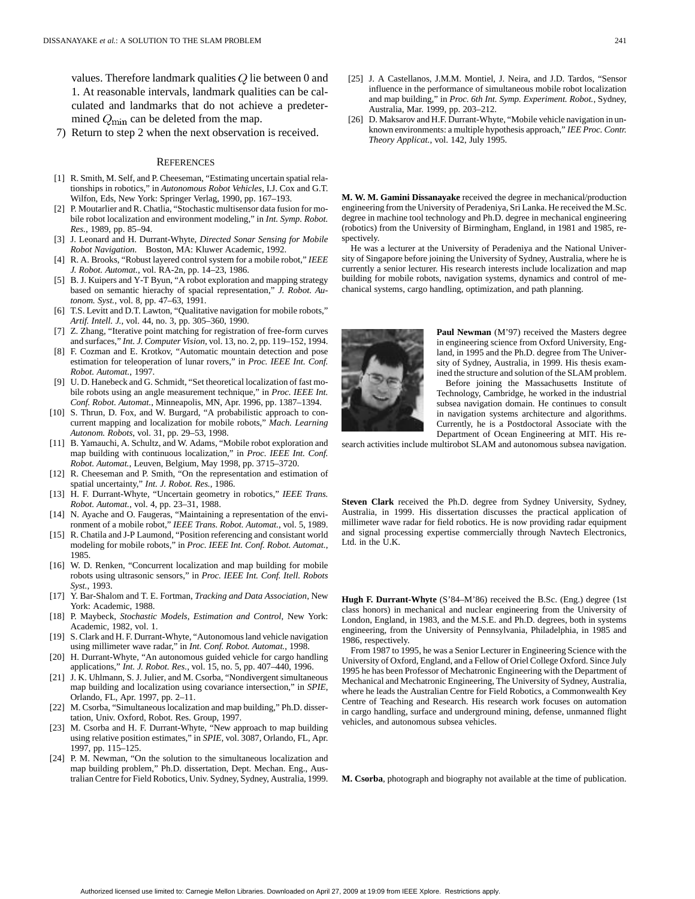values. Therefore landmark qualities $Q$ lie between 0 and 1. At reasonable intervals, landmark qualities can be calculated and landmarks that do not achieve a predetermined $Q_{\min}$ can be deleted from the map.

7) Return to step 2 when the next observation is received.

## References

[1] R. Smith, M. Self, and P. Cheeseman, "Estimating uncertain spatial relationships in robotics," in *Autonomous Robot Vehicles*, I.J. Cox and G.T. Wilfon, Eds, New York: Springer Verlag, 1990, pp. 167–193.

[2] P. Moutarlier and R. Chatlia, "Stochastic multisensor data fusion for mobile robot localization and environment modeling," in *Int. Symp. Robot. Res.*, 1989, pp. 85–94.

[3] J. Leonard and H. Durrant-Whyte, *Directed Sonar Sensing for Mobile Robot Navigation*. Boston, MA: Kluwer Academic, 1992.

[4] R. A. Brooks, "Robust layered control system for a mobile robot," *IEEE J. Robot. Automat.*, vol. RA-2n, pp. 14–23, 1986.

[5] B. J. Kuipers and Y-T Byun, "A robot exploration and mapping strategy based on semantic hierachy of spacial representation," *J. Robot. Autonom. Syst.*, vol. 8, pp. 47–63, 1991.

[6] T.S. Levitt and D.T. Lawton, "Qualitative navigation for mobile robots," *Artif. Intell. J.*, vol. 44, no. 3, pp. 305–360, 1990.

[7] Z. Zhang, "Iterative point matching for registration of free-form curves and surfaces," *Int. J. Computer Vision*, vol. 13, no. 2, pp. 119–152, 1994.

[8] F. Cozman and E. Krotkov, "Automatic mountain detection and pose estimation for teleoperation of lunar rovers," in *Proc. IEEE Int. Conf. Robot. Automat.*, 1997.

[9] U. D. Hanebeck and G. Schmidt, "Set theoretical localization of fast mobile robots using an angle measurement technique," in *Proc. IEEE Int. Conf. Robot. Automat.*, Minneapolis, MN, Apr. 1996, pp. 1387–1394.

[10] S. Thrun, D. Fox, and W. Burgard, "A probabilistic approach to concurrent mapping and localization for mobile robots," *Mach. Learning Autonom. Robots*, vol. 31, pp. 29–53, 1998.

[11] B. Yamauchi, A. Schultz, and W. Adams, "Mobile robot exploration and map building with continuous localization," in *Proc. IEEE Int. Conf. Robot. Automat.*, Leuven, Belgium, May 1998, pp. 3715–3720.

[12] R. Cheeseman and P. Smith, "On the representation and estimation of spatial uncertainty," *Int. J. Robot. Res.*, 1986.

[13] H. F. Durrant-Whyte, "Uncertain geometry in robotics," *IEEE Trans. Robot. Automat.*, vol. 4, pp. 23–31, 1988.

[14] N. Ayache and O. Faugeras, "Maintaining a representation of the environment of a mobile robot," *IEEE Trans. Robot. Automat.*, vol. 5, 1989.

[15] R. Chatila and J-P Laumond, "Position referencing and consistant world modeling for mobile robots," in *Proc. IEEE Int. Conf. Robot. Automat.*, 1985.

[16] W. D. Renken, "Concurrent localization and map building for mobile robots using ultrasonic sensors," in *Proc. IEEE Int. Conf. Itell. Robots Syst.*, 1993.

[17] Y. Bar-Shalom and T. E. Fortman, *Tracking and Data Association*, New York: Academic, 1988.

[18] P. Maybeck, *Stochastic Models, Estimation and Control*, New York: Academic, 1982, vol. 1.

[19] S. Clark and H. F. Durrant-Whyte, "Autonomous land vehicle navigation using millimeter wave radar," in *Int. Conf. Robot. Automat.*, 1998.

[20] H. Durrant-Whyte, "An autonomous guided vehicle for cargo handling applications," *Int. J. Robot. Res.*, vol. 15, no. 5, pp. 407–440, 1996.

[21] J. K. Uhlmann, S. J. Julier, and M. Csorba, "Nondivergent simultaneous map building and localization using covariance intersection," in *SPIE*, Orlando, FL, Apr. 1997, pp. 2–11.

[22] M. Csorba, "Simultaneous localization and map building," Ph.D. dissertation, Univ. Oxford, Robot. Res. Group, 1997.

[23] M. Csorba and H. F. Durrant-Whyte, "New approach to map building using relative position estimates," in *SPIE*, vol. 3087, Orlando, FL, Apr. 1997, pp. 115–125.

[24] P. M. Newman, "On the solution to the simultaneous localization and map building problem," Ph.D. dissertation, Dept. Mechan. Eng., Australian Centre for Field Robotics, Univ. Sydney, Sydney, Australia, 1999.

[25] J. A Castellanos, J.M.M. Montiel, J. Neira, and J.D. Tardos, "Sensor influence in the performance of simultaneous mobile robot localization and map building," in *Proc. 6th Int. Symp. Experiment. Robot.*, Sydney, Australia, Mar. 1999, pp. 203–212.

[26] D. Maksarov and H.F. Durrant-Whyte, "Mobile vehicle navigation in unknown environments: a multiple hypothesis approach," *IEE Proc. Contr. Theory Applicat.*, vol. 142, July 1995.

**M. W. M. Gamini Dissanayake** received the degree in mechanical/production engineering from the University of Peradeniya, Sri Lanka. He received the M.Sc. degree in machine tool technology and Ph.D. degree in mechanical engineering (robotics) from the University of Birmingham, England, in 1981 and 1985, respectively.

He was a lecturer at the University of Peradeniya and the National University of Singapore before joining the University of Sydney, Australia, where he is currently a senior lecturer. His research interests include localization and map building for mobile robots, navigation systems, dynamics and control of mechanical systems, cargo handling, optimization, and path planning.

**Paul Newman** (M'97) received the Masters degree in engineering science from Oxford University, England, in 1995 and the Ph.D. degree from The University of Sydney, Australia, in 1999. His thesis examined the structure and solution of the SLAM problem.

Before joining the Massachusetts Institute of Technology, Cambridge, he worked in the industrial subsea navigation domain. He continues to consult in navigation systems architecture and algorithms. Currently, he is a Postdoctoral Associate with the Department of Ocean Engineering at MIT. His research activities include multirobot SLAM and autonomous subsea navigation.

**Steven Clark** received the Ph.D. degree from Sydney University, Sydney, Australia, in 1999. His dissertation discusses the practical application of millimeter wave radar for field robotics. He is now providing radar equipment and signal processing expertise commercially through Navtech Electronics, Ltd. in the U.K.

**Hugh F. Durrant-Whyte** (S'84–M'86) received the B.Sc. (Eng.) degree (1st class honors) in mechanical and nuclear engineering from the University of London, England, in 1983, and the M.S.E. and Ph.D. degrees, both in systems engineering, from the University of Pennsylvania, Philadelphia, in 1985 and 1986, respectively.

From 1987 to 1995, he was a Senior Lecturer in Engineering Science with the University of Oxford, England, and a Fellow of Oriel College Oxford. Since July 1995 he has been Professor of Mechatronic Engineering with the Department of Mechanical and Mechatronic Engineering, The University of Sydney, Australia, where he leads the Australian Centre for Field Robotics, a Commonwealth Key Centre of Teaching and Research. His research work focuses on automation in cargo handling, surface and underground mining, defense, unmanned flight vehicles, and autonomous subsea vehicles.

**M. Csorba**, photograph and biography not available at the time of publication.